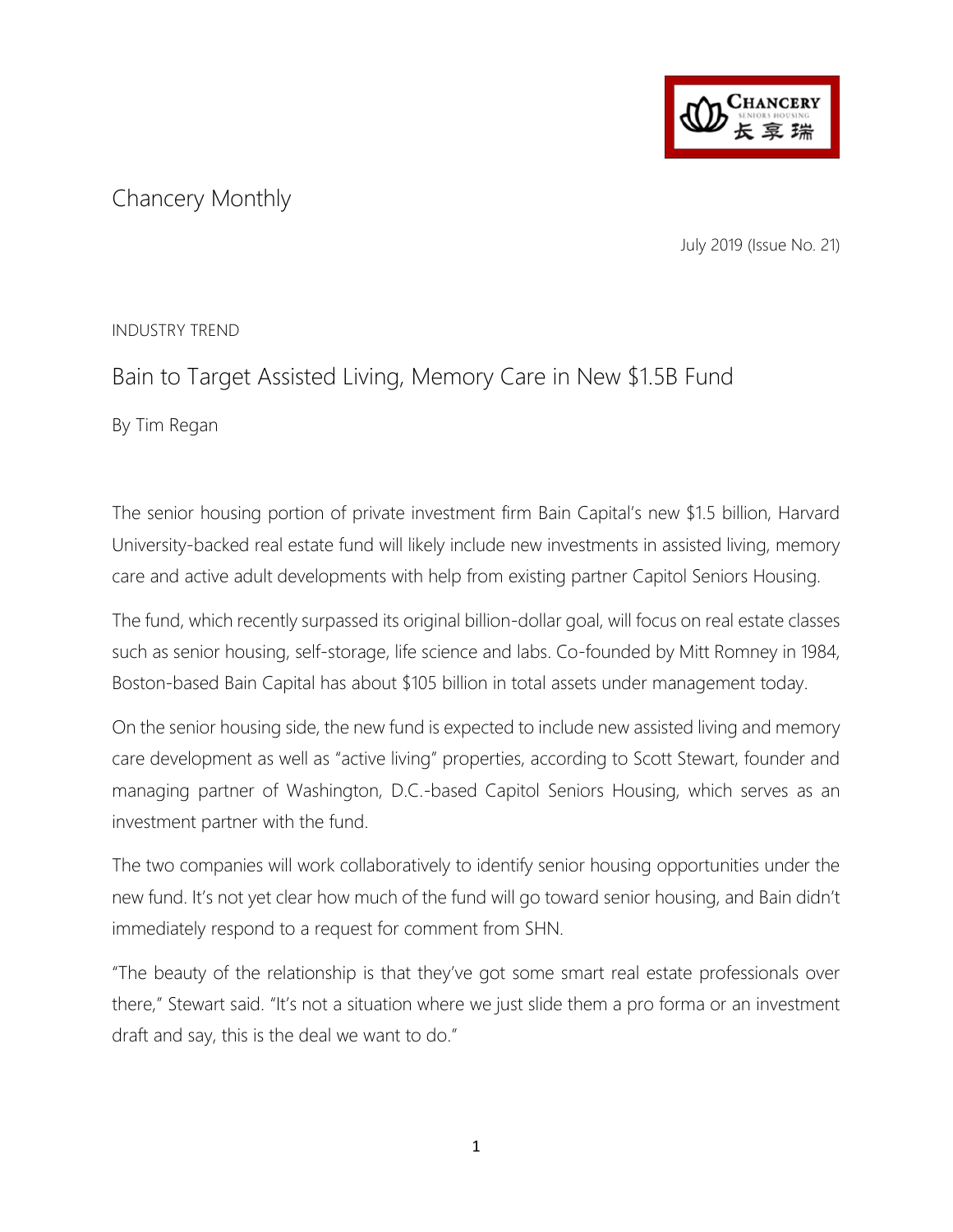# Chancery Monthly

July 2019 (Issue No. 21)

INDUSTRY TREND

## Bain to Target Assisted Living, Memory Care in New $1.5B Fund

By Tim Regan

The senior housing portion of private investment firm Bain Capital's new $1.5 billion, Harvard University-backed real estate fund will likely include new investments in assisted living, memory care and active adult developments with help from existing partner Capitol Seniors Housing.

The fund, which recently surpassed its original billion-dollar goal, will focus on real estate classes such as senior housing, self-storage, life science and labs. Co-founded by Mitt Romney in 1984, Boston-based Bain Capital has about $105 billion in total assets under management today.

On the senior housing side, the new fund is expected to include new assisted living and memory care development as well as "active living" properties, according to Scott Stewart, founder and managing partner of Washington, D.C.-based Capitol Seniors Housing, which serves as an investment partner with the fund.

The two companies will work collaboratively to identify senior housing opportunities under the new fund. It's not yet clear how much of the fund will go toward senior housing, and Bain didn't immediately respond to a request for comment from SHN.

"The beauty of the relationship is that they've got some smart real estate professionals over there," Stewart said. "It's not a situation where we just slide them a pro forma or an investment draft and say, this is the deal we want to do."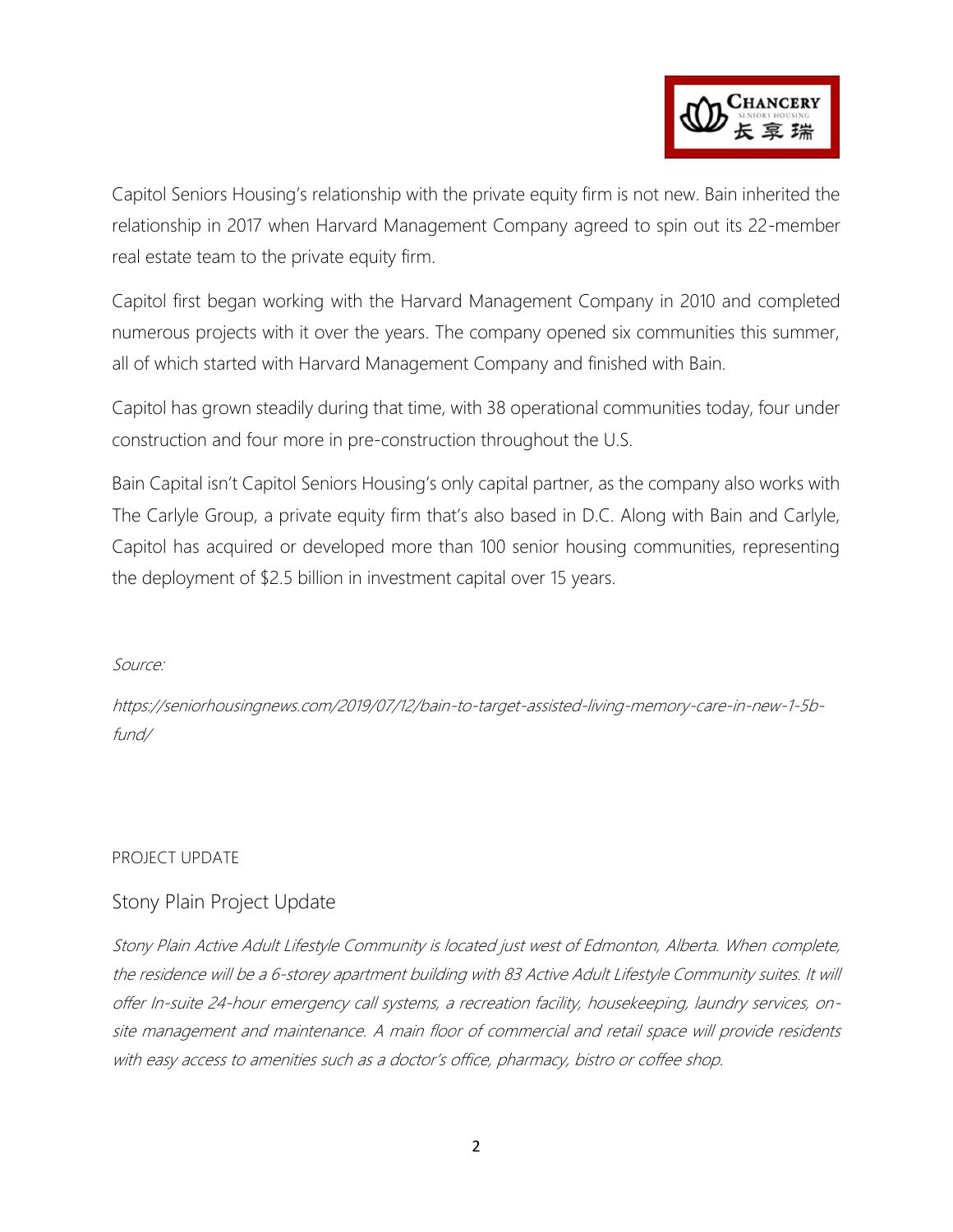Capitol Seniors Housing's relationship with the private equity firm is not new. Bain inherited the relationship in 2017 when Harvard Management Company agreed to spin out its 22-member real estate team to the private equity firm.

Capitol first began working with the Harvard Management Company in 2010 and completed numerous projects with it over the years. The company opened six communities this summer, all of which started with Harvard Management Company and finished with Bain.

Capitol has grown steadily during that time, with 38 operational communities today, four under construction and four more in pre-construction throughout the U.S.

Bain Capital isn't Capitol Seniors Housing's only capital partner, as the company also works with The Carlyle Group, a private equity firm that's also based in D.C. Along with Bain and Carlyle, Capitol has acquired or developed more than 100 senior housing communities, representing the deployment of $2.5 billion in investment capital over 15 years.

*Source:*

*https://seniorhousingnews.com/2019/07/12/bain-to-target-assisted-living-memory-care-in-new-1-5b-fund/*

PROJECT UPDATE

## Stony Plain Project Update

*Stony Plain Active Adult Lifestyle Community is located just west of Edmonton, Alberta. When complete, the residence will be a 6-storey apartment building with 83 Active Adult Lifestyle Community suites. It will offer In-suite 24-hour emergency call systems, a recreation facility, housekeeping, laundry services, on-site management and maintenance. A main floor of commercial and retail space will provide residents with easy access to amenities such as a doctor's office, pharmacy, bistro or coffee shop.*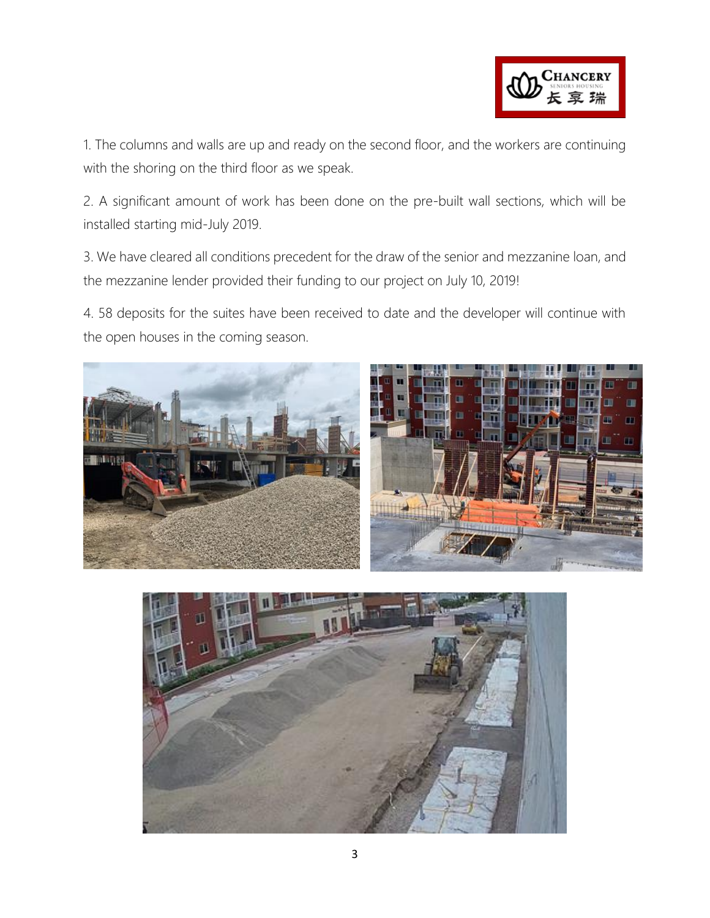1. The columns and walls are up and ready on the second floor, and the workers are continuing with the shoring on the third floor as we speak.

2. A significant amount of work has been done on the pre-built wall sections, which will be installed starting mid-July 2019.

3. We have cleared all conditions precedent for the draw of the senior and mezzanine loan, and the mezzanine lender provided their funding to our project on July 10, 2019!

4. 58 deposits for the suites have been received to date and the developer will continue with the open houses in the coming season.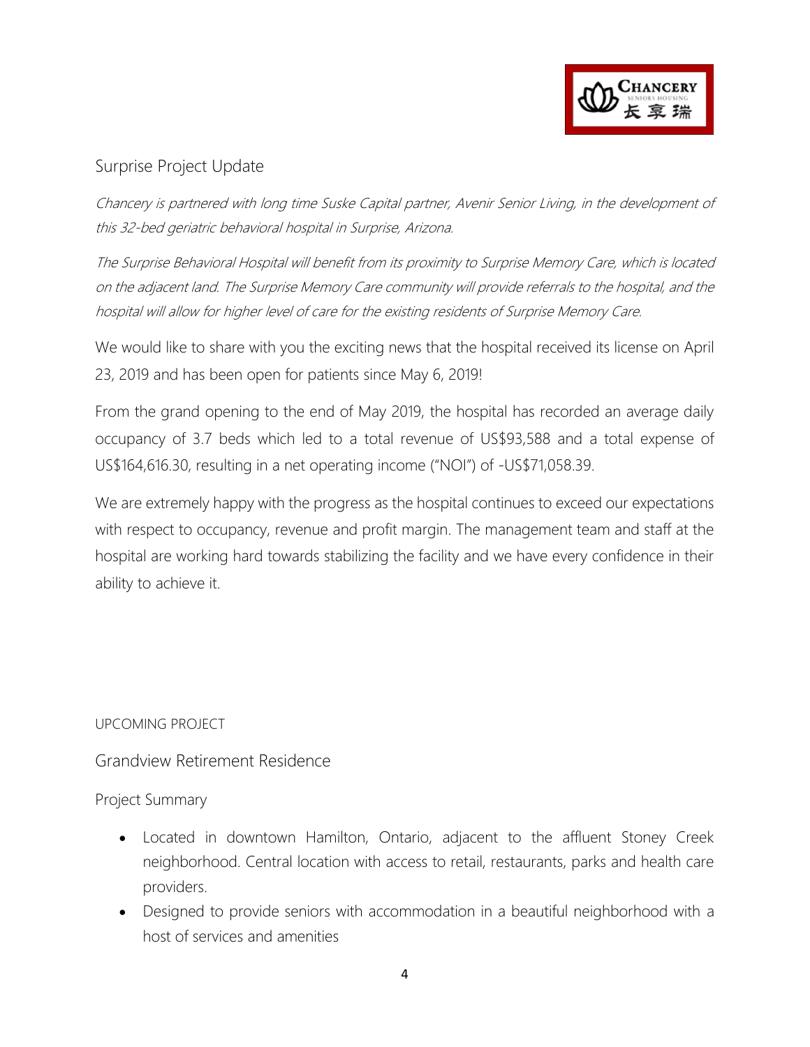## Surprise Project Update

*Chancery is partnered with long time Suske Capital partner, Avenir Senior Living, in the development of this 32-bed geriatric behavioral hospital in Surprise, Arizona.*

*The Surprise Behavioral Hospital will benefit from its proximity to Surprise Memory Care, which is located on the adjacent land. The Surprise Memory Care community will provide referrals to the hospital, and the hospital will allow for higher level of care for the existing residents of Surprise Memory Care.*

We would like to share with you the exciting news that the hospital received its license on April 23, 2019 and has been open for patients since May 6, 2019!

From the grand opening to the end of May 2019, the hospital has recorded an average daily occupancy of 3.7 beds which led to a total revenue of US$93,588 and a total expense of US$164,616.30, resulting in a net operating income ("NOI") of -US$71,058.39.

We are extremely happy with the progress as the hospital continues to exceed our expectations with respect to occupancy, revenue and profit margin. The management team and staff at the hospital are working hard towards stabilizing the facility and we have every confidence in their ability to achieve it.

UPCOMING PROJECT

## Grandview Retirement Residence

### Project Summary

- Located in downtown Hamilton, Ontario, adjacent to the affluent Stoney Creek neighborhood. Central location with access to retail, restaurants, parks and health care providers.
- Designed to provide seniors with accommodation in a beautiful neighborhood with a host of services and amenities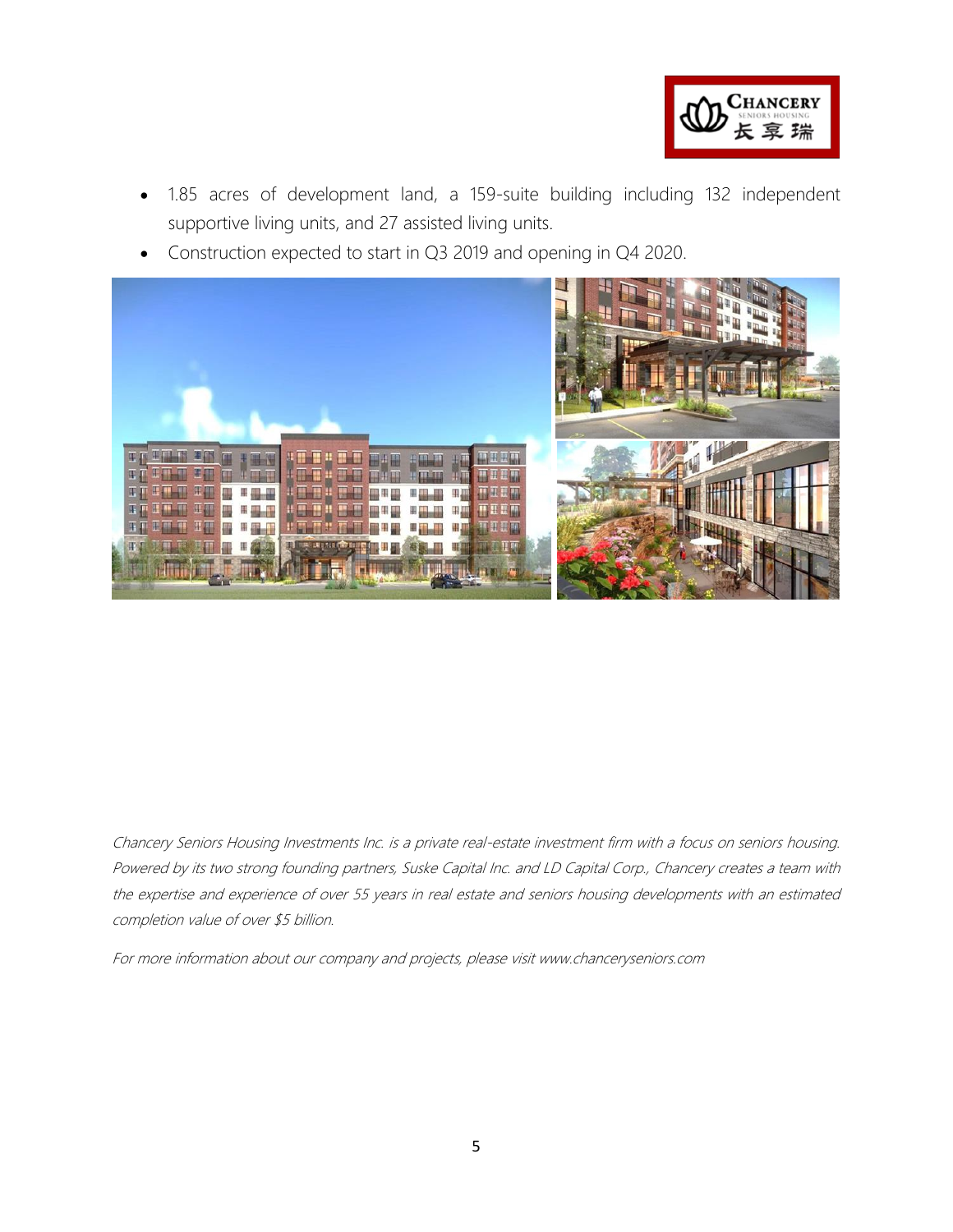- 1.85 acres of development land, a 159-suite building including 132 independent supportive living units, and 27 assisted living units.
- Construction expected to start in Q3 2019 and opening in Q4 2020.

*Chancery Seniors Housing Investments Inc. is a private real-estate investment firm with a focus on seniors housing. Powered by its two strong founding partners, Suske Capital Inc. and LD Capital Corp., Chancery creates a team with the expertise and experience of over 55 years in real estate and seniors housing developments with an estimated completion value of over $5 billion.*

*For more information about our company and projects, please visit www.chancerysenlors.com*